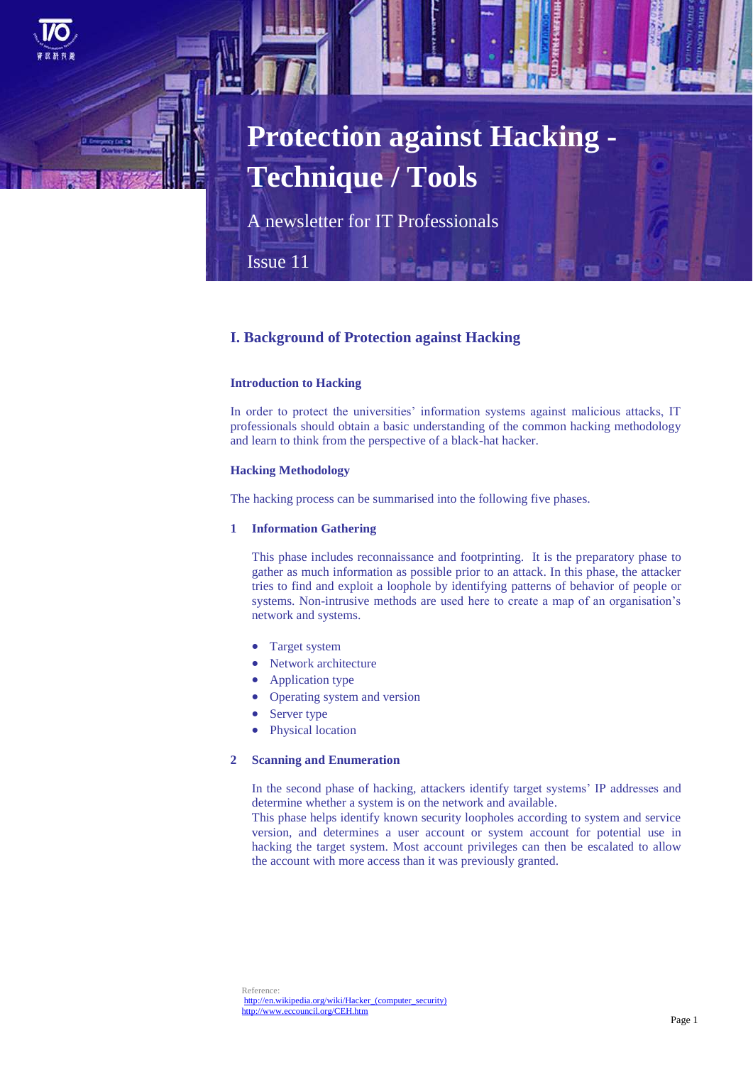# Protection against Hacking - Technique / Tools

A newsletter for IT Professionals

Issue 11

## I. Background of Protection against Hacking

### Introduction to Hacking

In order to protect the universities' information systems against malicious attacks, IT professionals should obtain a basic understanding of the common hacking methodology and learn to think from the perspective of a black-hat hacker.

### Hacking Methodology

The hacking process can be summarised into the following five phases.

#### 1 Information Gathering

This phase includes reconnaissance and footprinting. It is the preparatory phase to gather as much information as possible prior to an attack. In this phase, the attacker tries to find and exploit a loophole by identifying patterns of behavior of people or systems. Non-intrusive methods are used here to create a map of an organisation's network and systems.

- Target system
- Network architecture
- Application type
- Operating system and version
- Server type
- Physical location

#### 2 Scanning and Enumeration

In the second phase of hacking, attackers identify target systems' IP addresses and determine whether a system is on the network and available.
This phase helps identify known security loopholes according to system and service version, and determines a user account or system account for potential use in hacking the target system. Most account privileges can then be escalated to allow the account with more access than it was previously granted.

Reference:
http://en.wikipedia.org/wiki/Hacker_(computer_security)
http://www.eccouncil.org/CEH.htm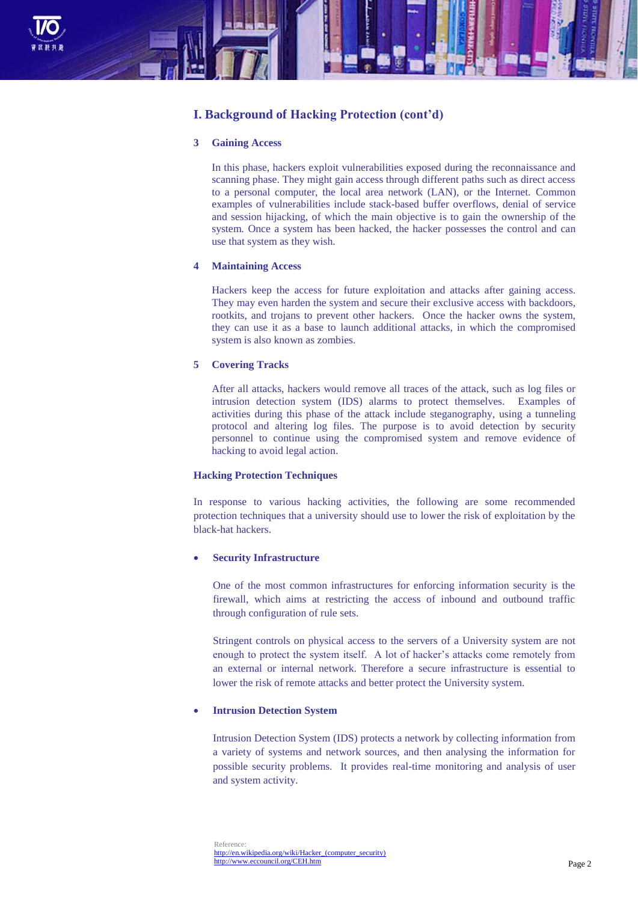## I. Background of Hacking Protection (cont'd)

### 3 Gaining Access

In this phase, hackers exploit vulnerabilities exposed during the reconnaissance and scanning phase. They might gain access through different paths such as direct access to a personal computer, the local area network (LAN), or the Internet. Common examples of vulnerabilities include stack-based buffer overflows, denial of service and session hijacking, of which the main objective is to gain the ownership of the system. Once a system has been hacked, the hacker possesses the control and can use that system as they wish.

### 4 Maintaining Access

Hackers keep the access for future exploitation and attacks after gaining access. They may even harden the system and secure their exclusive access with backdoors, rootkits, and trojans to prevent other hackers. Once the hacker owns the system, they can use it as a base to launch additional attacks, in which the compromised system is also known as zombies.

### 5 Covering Tracks

After all attacks, hackers would remove all traces of the attack, such as log files or intrusion detection system (IDS) alarms to protect themselves. Examples of activities during this phase of the attack include steganography, using a tunneling protocol and altering log files. The purpose is to avoid detection by security personnel to continue using the compromised system and remove evidence of hacking to avoid legal action.

### Hacking Protection Techniques

In response to various hacking activities, the following are some recommended protection techniques that a university should use to lower the risk of exploitation by the black-hat hackers.

- **Security Infrastructure**

  One of the most common infrastructures for enforcing information security is the firewall, which aims at restricting the access of inbound and outbound traffic through configuration of rule sets.

  Stringent controls on physical access to the servers of a University system are not enough to protect the system itself. A lot of hacker's attacks come remotely from an external or internal network. Therefore a secure infrastructure is essential to lower the risk of remote attacks and better protect the University system.

- **Intrusion Detection System**

  Intrusion Detection System (IDS) protects a network by collecting information from a variety of systems and network sources, and then analysing the information for possible security problems. It provides real-time monitoring and analysis of user and system activity.

Reference:
http://en.wikipedia.org/wiki/Hacker_(computer_security)
http://www.eccouncil.org/CEH.htm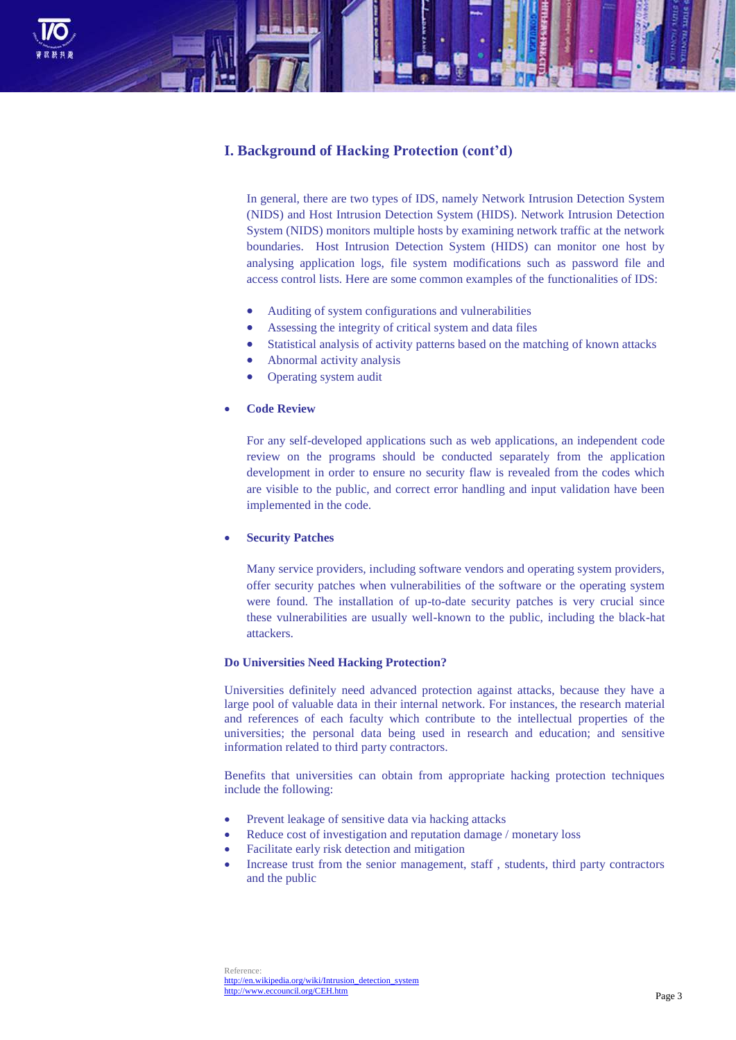## I. Background of Hacking Protection (cont'd)

In general, there are two types of IDS, namely Network Intrusion Detection System (NIDS) and Host Intrusion Detection System (HIDS). Network Intrusion Detection System (NIDS) monitors multiple hosts by examining network traffic at the network boundaries. Host Intrusion Detection System (HIDS) can monitor one host by analysing application logs, file system modifications such as password file and access control lists. Here are some common examples of the functionalities of IDS:

- Auditing of system configurations and vulnerabilities
- Assessing the integrity of critical system and data files
- Statistical analysis of activity patterns based on the matching of known attacks
- Abnormal activity analysis
- Operating system audit

- **Code Review**

  For any self-developed applications such as web applications, an independent code review on the programs should be conducted separately from the application development in order to ensure no security flaw is revealed from the codes which are visible to the public, and correct error handling and input validation have been implemented in the code.

- **Security Patches**

  Many service providers, including software vendors and operating system providers, offer security patches when vulnerabilities of the software or the operating system were found. The installation of up-to-date security patches is very crucial since these vulnerabilities are usually well-known to the public, including the black-hat attackers.

### Do Universities Need Hacking Protection?

Universities definitely need advanced protection against attacks, because they have a large pool of valuable data in their internal network. For instances, the research material and references of each faculty which contribute to the intellectual properties of the universities; the personal data being used in research and education; and sensitive information related to third party contractors.

Benefits that universities can obtain from appropriate hacking protection techniques include the following:

- Prevent leakage of sensitive data via hacking attacks
- Reduce cost of investigation and reputation damage / monetary loss
- Facilitate early risk detection and mitigation
- Increase trust from the senior management, staff , students, third party contractors and the public

Reference:
http://en.wikipedia.org/wiki/Intrusion_detection_system
http://www.eccouncil.org/CEH.htm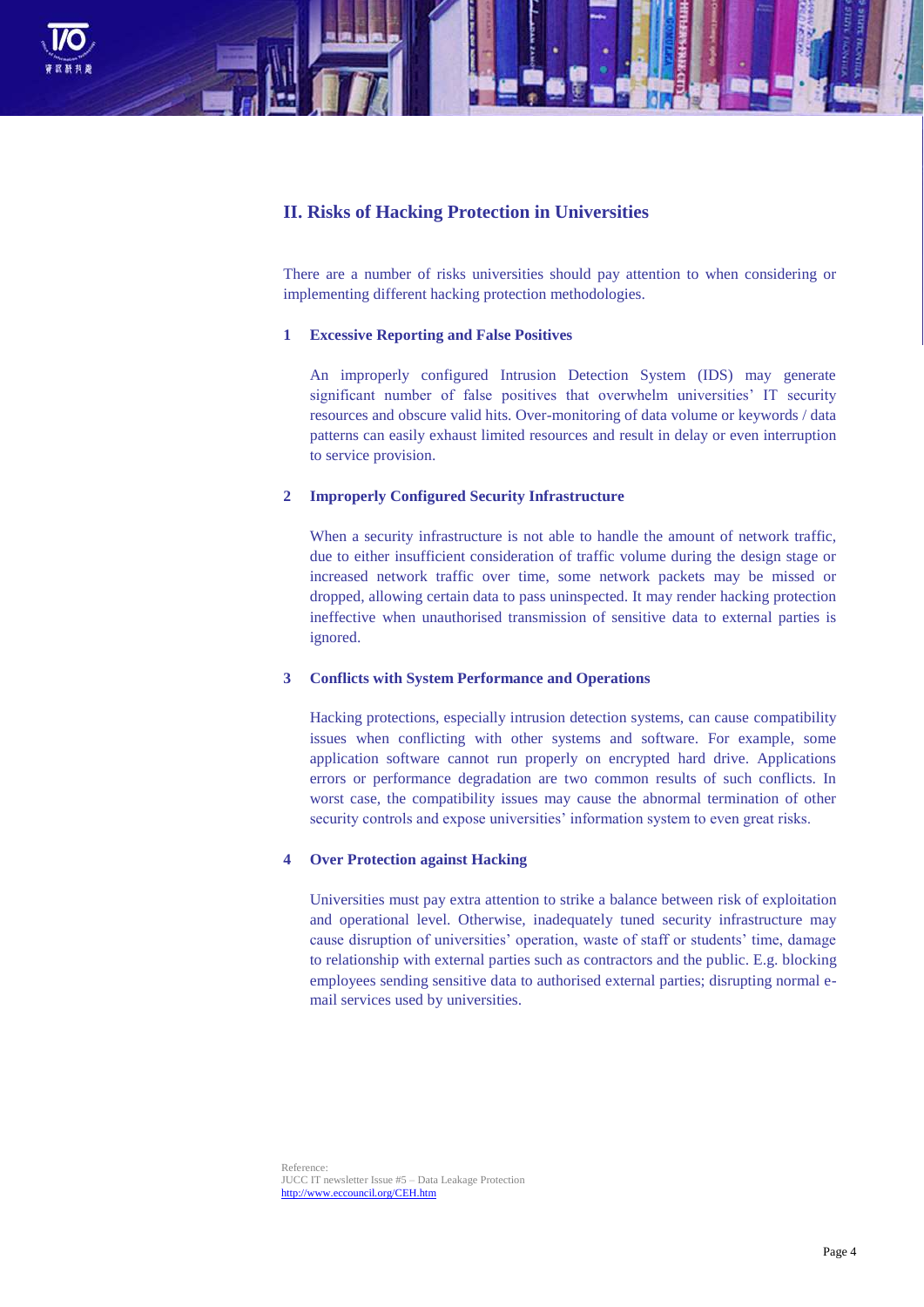## II. Risks of Hacking Protection in Universities

There are a number of risks universities should pay attention to when considering or implementing different hacking protection methodologies.

### 1 Excessive Reporting and False Positives

An improperly configured Intrusion Detection System (IDS) may generate significant number of false positives that overwhelm universities' IT security resources and obscure valid hits. Over-monitoring of data volume or keywords / data patterns can easily exhaust limited resources and result in delay or even interruption to service provision.

### 2 Improperly Configured Security Infrastructure

When a security infrastructure is not able to handle the amount of network traffic, due to either insufficient consideration of traffic volume during the design stage or increased network traffic over time, some network packets may be missed or dropped, allowing certain data to pass uninspected. It may render hacking protection ineffective when unauthorised transmission of sensitive data to external parties is ignored.

### 3 Conflicts with System Performance and Operations

Hacking protections, especially intrusion detection systems, can cause compatibility issues when conflicting with other systems and software. For example, some application software cannot run properly on encrypted hard drive. Applications errors or performance degradation are two common results of such conflicts. In worst case, the compatibility issues may cause the abnormal termination of other security controls and expose universities' information system to even great risks.

### 4 Over Protection against Hacking

Universities must pay extra attention to strike a balance between risk of exploitation and operational level. Otherwise, inadequately tuned security infrastructure may cause disruption of universities' operation, waste of staff or students' time, damage to relationship with external parties such as contractors and the public. E.g. blocking employees sending sensitive data to authorised external parties; disrupting normal e-mail services used by universities.

Reference:
JUCC IT newsletter Issue #5 – Data Leakage Protection
http://www.eccouncil.org/CEH.htm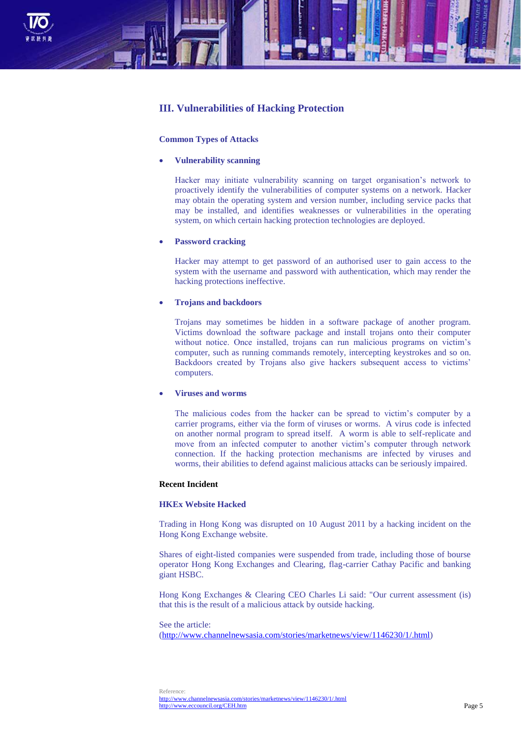## III. Vulnerabilities of Hacking Protection

### Common Types of Attacks

- **Vulnerability scanning**

  Hacker may initiate vulnerability scanning on target organisation's network to proactively identify the vulnerabilities of computer systems on a network. Hacker may obtain the operating system and version number, including service packs that may be installed, and identifies weaknesses or vulnerabilities in the operating system, on which certain hacking protection technologies are deployed.

- **Password cracking**

  Hacker may attempt to get password of an authorised user to gain access to the system with the username and password with authentication, which may render the hacking protections ineffective.

- **Trojans and backdoors**

  Trojans may sometimes be hidden in a software package of another program. Victims download the software package and install trojans onto their computer without notice. Once installed, trojans can run malicious programs on victim's computer, such as running commands remotely, intercepting keystrokes and so on. Backdoors created by Trojans also give hackers subsequent access to victims' computers.

- **Viruses and worms**

  The malicious codes from the hacker can be spread to victim's computer by a carrier programs, either via the form of viruses or worms. A virus code is infected on another normal program to spread itself. A worm is able to self-replicate and move from an infected computer to another victim's computer through network connection. If the hacking protection mechanisms are infected by viruses and worms, their abilities to defend against malicious attacks can be seriously impaired.

### Recent Incident

**HKEx Website Hacked**

Trading in Hong Kong was disrupted on 10 August 2011 by a hacking incident on the Hong Kong Exchange website.

Shares of eight-listed companies were suspended from trade, including those of bourse operator Hong Kong Exchanges and Clearing, flag-carrier Cathay Pacific and banking giant HSBC.

Hong Kong Exchanges & Clearing CEO Charles Li said: "Our current assessment (is) that this is the result of a malicious attack by outside hacking.

See the article:
(http://www.channelnewsasia.com/stories/marketnews/view/1146230/1/.html)

Reference:
http://www.channelnewsasia.com/stories/marketnews/view/1146230/1/.html
http://www.eccouncil.org/CEH.htm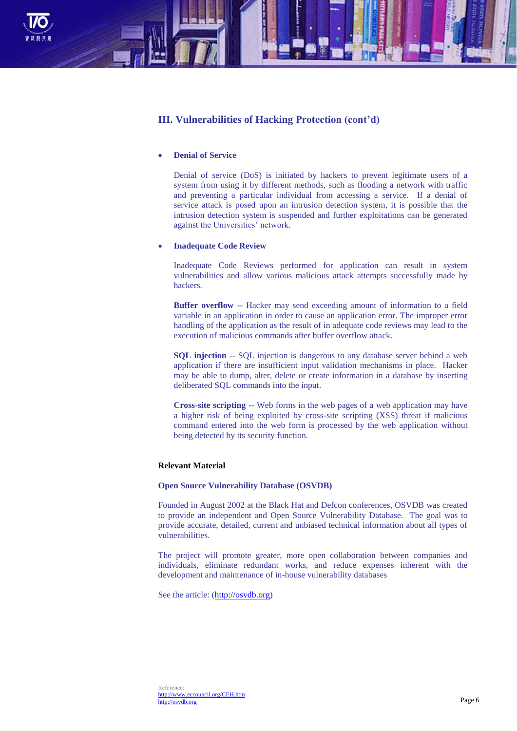## III. Vulnerabilities of Hacking Protection (cont'd)

- **Denial of Service**

  Denial of service (DoS) is initiated by hackers to prevent legitimate users of a system from using it by different methods, such as flooding a network with traffic and preventing a particular individual from accessing a service. If a denial of service attack is posed upon an intrusion detection system, it is possible that the intrusion detection system is suspended and further exploitations can be generated against the Universities' network.

- **Inadequate Code Review**

  Inadequate Code Reviews performed for application can result in system vulnerabilities and allow various malicious attack attempts successfully made by hackers.

  **Buffer overflow** -- Hacker may send exceeding amount of information to a field variable in an application in order to cause an application error. The improper error handling of the application as the result of in adequate code reviews may lead to the execution of malicious commands after buffer overflow attack.

  **SQL injection** -- SQL injection is dangerous to any database server behind a web application if there are insufficient input validation mechanisms in place. Hacker may be able to dump, alter, delete or create information in a database by inserting deliberated SQL commands into the input.

  **Cross-site scripting** -- Web forms in the web pages of a web application may have a higher risk of being exploited by cross-site scripting (XSS) threat if malicious command entered into the web form is processed by the web application without being detected by its security function.

**Relevant Material**

**Open Source Vulnerability Database (OSVDB)**

Founded in August 2002 at the Black Hat and Defcon conferences, OSVDB was created to provide an independent and Open Source Vulnerability Database. The goal was to provide accurate, detailed, current and unbiased technical information about all types of vulnerabilities.

The project will promote greater, more open collaboration between companies and individuals, eliminate redundant works, and reduce expenses inherent with the development and maintenance of in-house vulnerability databases

See the article: (http://osvdb.org)

Reference:
http://www.eccouncil.org/CEH.htm
http://osvdb.org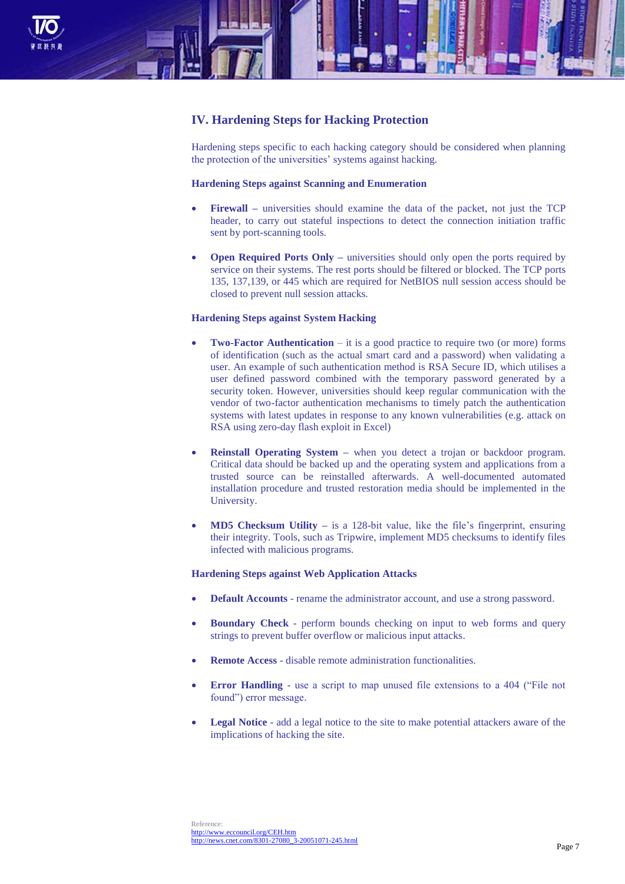## IV. Hardening Steps for Hacking Protection

Hardening steps specific to each hacking category should be considered when planning the protection of the universities' systems against hacking.

### Hardening Steps against Scanning and Enumeration

- **Firewall** – universities should examine the data of the packet, not just the TCP header, to carry out stateful inspections to detect the connection initiation traffic sent by port-scanning tools.
- **Open Required Ports Only** – universities should only open the ports required by service on their systems. The rest ports should be filtered or blocked. The TCP ports 135, 137,139, or 445 which are required for NetBIOS null session access should be closed to prevent null session attacks.

### Hardening Steps against System Hacking

- **Two-Factor Authentication** – it is a good practice to require two (or more) forms of identification (such as the actual smart card and a password) when validating a user. An example of such authentication method is RSA Secure ID, which utilises a user defined password combined with the temporary password generated by a security token. However, universities should keep regular communication with the vendor of two-factor authentication mechanisms to timely patch the authentication systems with latest updates in response to any known vulnerabilities (e.g. attack on RSA using zero-day flash exploit in Excel)
- **Reinstall Operating System** – when you detect a trojan or backdoor program. Critical data should be backed up and the operating system and applications from a trusted source can be reinstalled afterwards. A well-documented automated installation procedure and trusted restoration media should be implemented in the University.
- **MD5 Checksum Utility** – is a 128-bit value, like the file's fingerprint, ensuring their integrity. Tools, such as Tripwire, implement MD5 checksums to identify files infected with malicious programs.

### Hardening Steps against Web Application Attacks

- **Default Accounts** - rename the administrator account, and use a strong password.
- **Boundary Check** - perform bounds checking on input to web forms and query strings to prevent buffer overflow or malicious input attacks.
- **Remote Access** - disable remote administration functionalities.
- **Error Handling** - use a script to map unused file extensions to a 404 ("File not found") error message.
- **Legal Notice** - add a legal notice to the site to make potential attackers aware of the implications of hacking the site.

Reference:
http://www.eccouncil.org/CEH.htm
http://news.cnet.com/8301-27080_3-20051071-245.html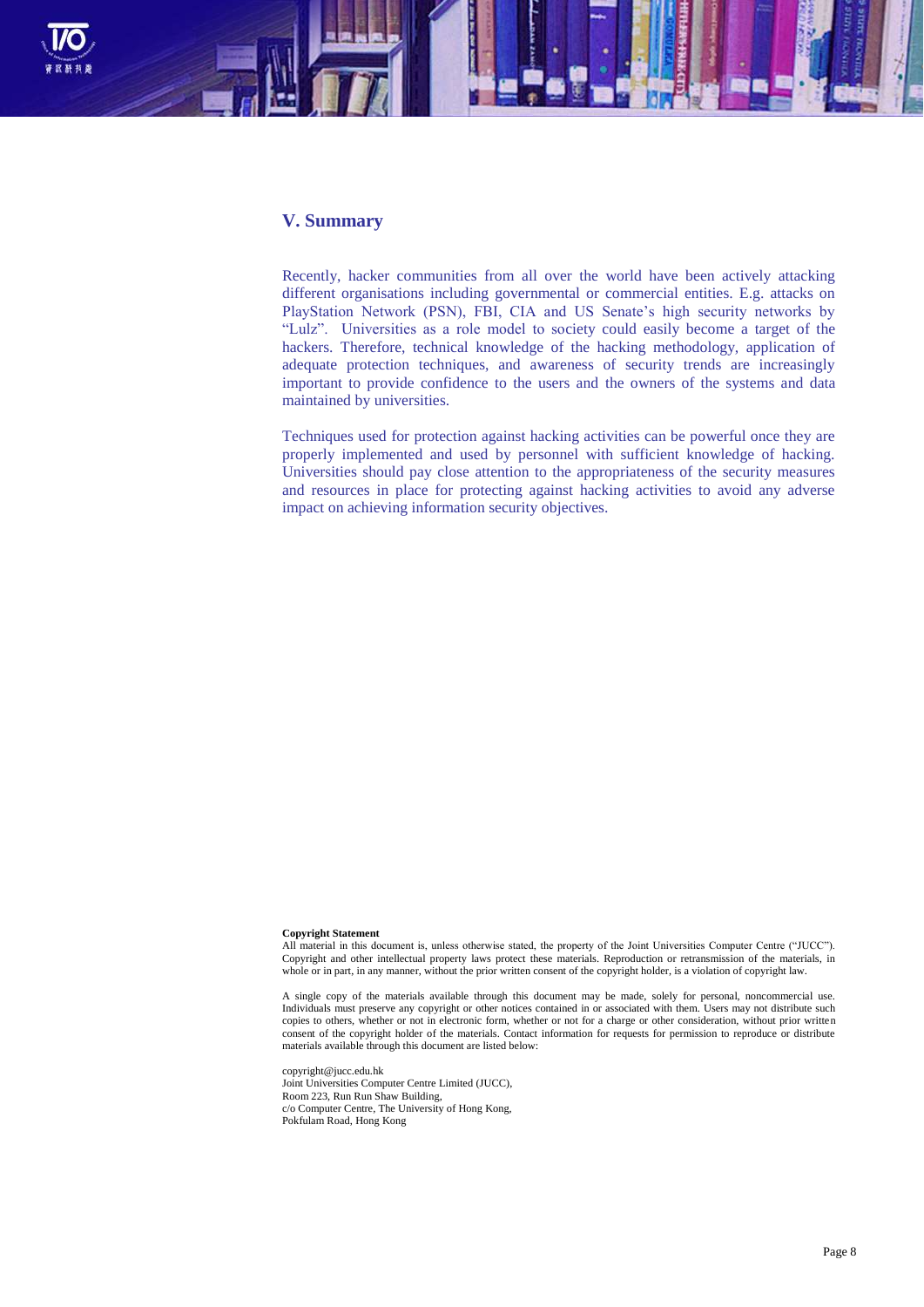## V. Summary

Recently, hacker communities from all over the world have been actively attacking different organisations including governmental or commercial entities. E.g. attacks on PlayStation Network (PSN), FBI, CIA and US Senate's high security networks by "Lulz". Universities as a role model to society could easily become a target of the hackers. Therefore, technical knowledge of the hacking methodology, application of adequate protection techniques, and awareness of security trends are increasingly important to provide confidence to the users and the owners of the systems and data maintained by universities.

Techniques used for protection against hacking activities can be powerful once they are properly implemented and used by personnel with sufficient knowledge of hacking. Universities should pay close attention to the appropriateness of the security measures and resources in place for protecting against hacking activities to avoid any adverse impact on achieving information security objectives.

**Copyright Statement**

All material in this document is, unless otherwise stated, the property of the Joint Universities Computer Centre ("JUCC"). Copyright and other intellectual property laws protect these materials. Reproduction or retransmission of the materials, in whole or in part, in any manner, without the prior written consent of the copyright holder, is a violation of copyright law.

A single copy of the materials available through this document may be made, solely for personal, noncommercial use. Individuals must preserve any copyright or other notices contained in or associated with them. Users may not distribute such copies to others, whether or not in electronic form, whether or not for a charge or other consideration, without prior written consent of the copyright holder of the materials. Contact information for requests for permission to reproduce or distribute materials available through this document are listed below:

copyright@jucc.edu.hk
Joint Universities Computer Centre Limited (JUCC),
Room 223, Run Run Shaw Building,
c/o Computer Centre, The University of Hong Kong,
Pokfulam Road, Hong Kong